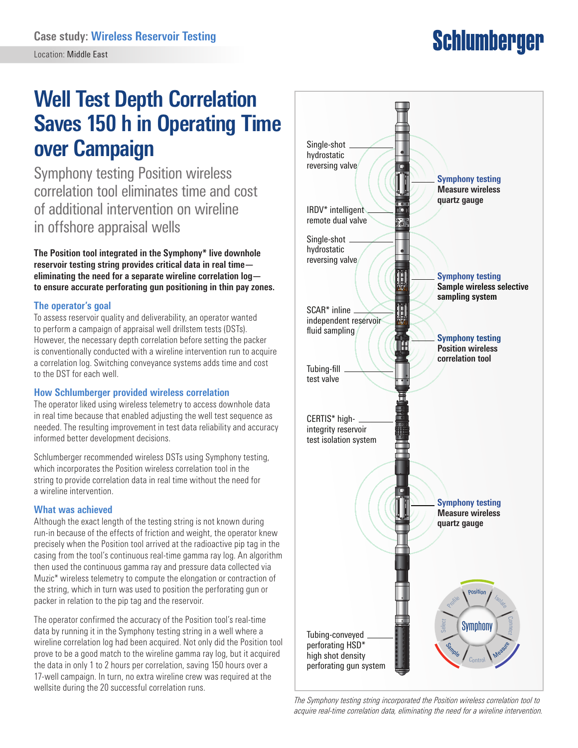Case study: Wireless Reservoir Testing

Location: Middle East

# Well Test Depth Correlation Saves 150 h in Operating Time over Campaign

## Symphony testing Position wireless correlation tool eliminates time and cost of additional intervention on wireline in offshore appraisal wells

**The Position tool integrated in the Symphony* live downhole reservoir testing string provides critical data in real time—eliminating the need for a separate wireline correlation log—to ensure accurate perforating gun positioning in thin pay zones.**

### The operator's goal

To assess reservoir quality and deliverability, an operator wanted to perform a campaign of appraisal well drillstem tests (DSTs). However, the necessary depth correlation before setting the packer is conventionally conducted with a wireline intervention run to acquire a correlation log. Switching conveyance systems adds time and cost to the DST for each well.

### How Schlumberger provided wireless correlation

The operator liked using wireless telemetry to access downhole data in real time because that enabled adjusting the well test sequence as needed. The resulting improvement in test data reliability and accuracy informed better development decisions.

Schlumberger recommended wireless DSTs using Symphony testing, which incorporates the Position wireless correlation tool in the string to provide correlation data in real time without the need for a wireline intervention.

### What was achieved

Although the exact length of the testing string is not known during run-in because of the effects of friction and weight, the operator knew precisely when the Position tool arrived at the radioactive pip tag in the casing from the tool's continuous real-time gamma ray log. An algorithm then used the continuous gamma ray and pressure data collected via Muzic* wireless telemetry to compute the elongation or contraction of the string, which in turn was used to position the perforating gun or packer in relation to the pip tag and the reservoir.

The operator confirmed the accuracy of the Position tool's real-time data by running it in the Symphony testing string in a well where a wireline correlation log had been acquired. Not only did the Position tool prove to be a good match to the wireline gamma ray log, but it acquired the data in only 1 to 2 hours per correlation, saving 150 hours over a 17-well campaign. In turn, no extra wireline crew was required at the wellsite during the 20 successful correlation runs.

- Single-shot hydrostatic reversing valve
- Symphony testing Measure wireless quartz gauge
- IRDV* intelligent remote dual valve
- Single-shot hydrostatic reversing valve
- Symphony testing Sample wireless selective sampling system
- SCAR* inline independent reservoir fluid sampling
- Symphony testing Position wireless correlation tool
- Tubing-fill test valve
- CERTIS* high-integrity reservoir test isolation system
- Symphony testing Measure wireless quartz gauge
- Tubing-conveyed perforating HSD* high shot density perforating gun system

*The Symphony testing string incorporated the Position wireless correlation tool to acquire real-time correlation data, eliminating the need for a wireline intervention.*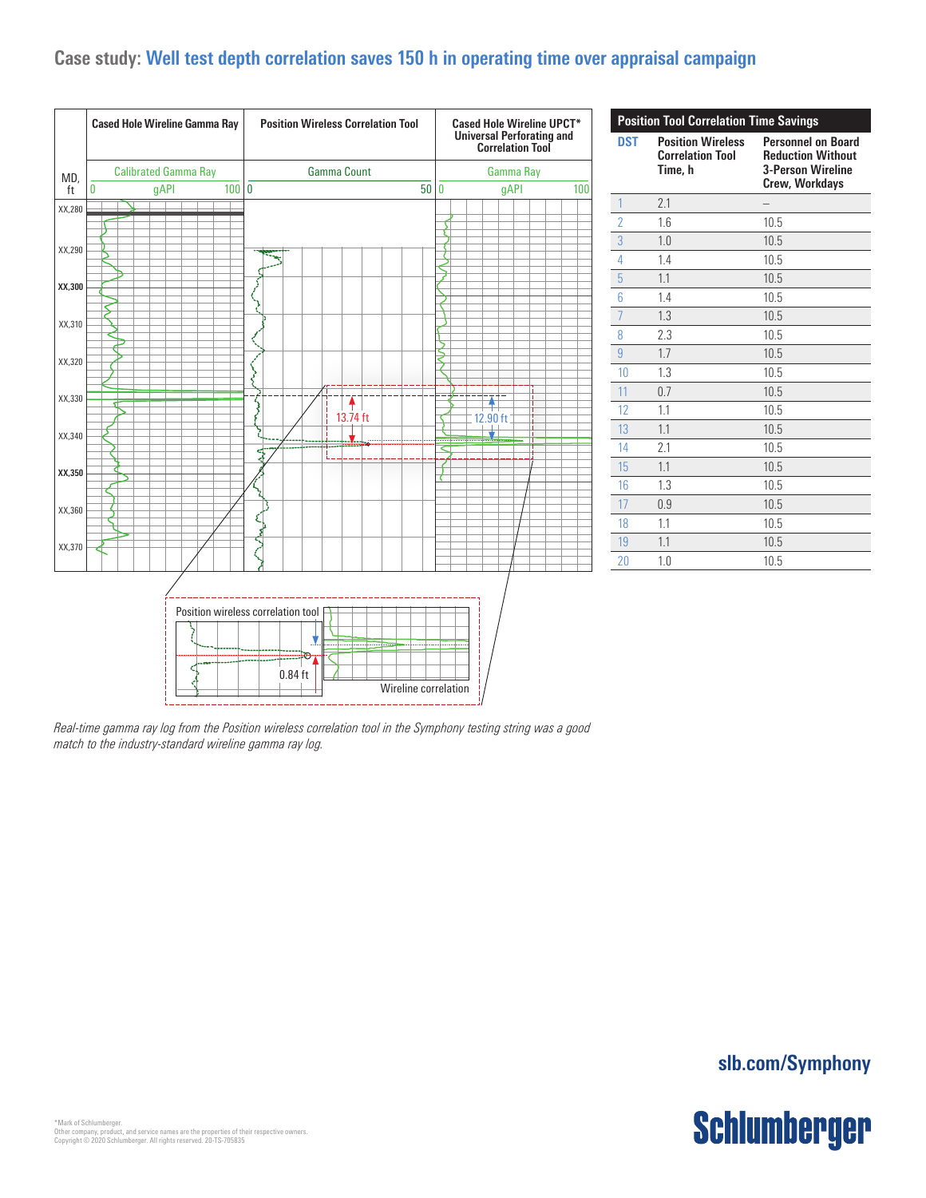# Case study: Well test depth correlation saves 150 h in operating time over appraisal campaign

Cased Hole Wireline Gamma Ray

Position Wireless Correlation Tool

Cased Hole Wireline UPCT* Universal Perforating and Correlation Tool

MD, ft

Calibrated Gamma Ray
0 gAPI 100

Gamma Count
0 50

Gamma Ray
0 gAPI 100

XX,280
XX,290
XX,300
XX,310
XX,320
XX,330
XX,340
XX,350
XX,360
XX,370

13.74 ft

12.90 ft

Position wireless correlation tool

0.84 ft

Wireline correlation

*Real-time gamma ray log from the Position wireless correlation tool in the Symphony testing string was a good match to the industry-standard wireline gamma ray log.*

**Position Tool Correlation Time Savings**

| DST | Position Wireless Correlation Tool Time, h | Personnel on Board Reduction Without 3-Person Wireline Crew, Workdays |
|---|---|---|
| 1 | 2.1 | – |
| 2 | 1.6 | 10.5 |
| 3 | 1.0 | 10.5 |
| 4 | 1.4 | 10.5 |
| 5 | 1.1 | 10.5 |
| 6 | 1.4 | 10.5 |
| 7 | 1.3 | 10.5 |
| 8 | 2.3 | 10.5 |
| 9 | 1.7 | 10.5 |
| 10 | 1.3 | 10.5 |
| 11 | 0.7 | 10.5 |
| 12 | 1.1 | 10.5 |
| 13 | 1.1 | 10.5 |
| 14 | 2.1 | 10.5 |
| 15 | 1.1 | 10.5 |
| 16 | 1.3 | 10.5 |
| 17 | 0.9 | 10.5 |
| 18 | 1.1 | 10.5 |
| 19 | 1.1 | 10.5 |
| 20 | 1.0 | 10.5 |

**slb.com/Symphony**

*Mark of Schlumberger.
Other company, product, and service names are the properties of their respective owners.
Copyright © 2020 Schlumberger. All rights reserved. 20-TS-705835

**Schlumberger**